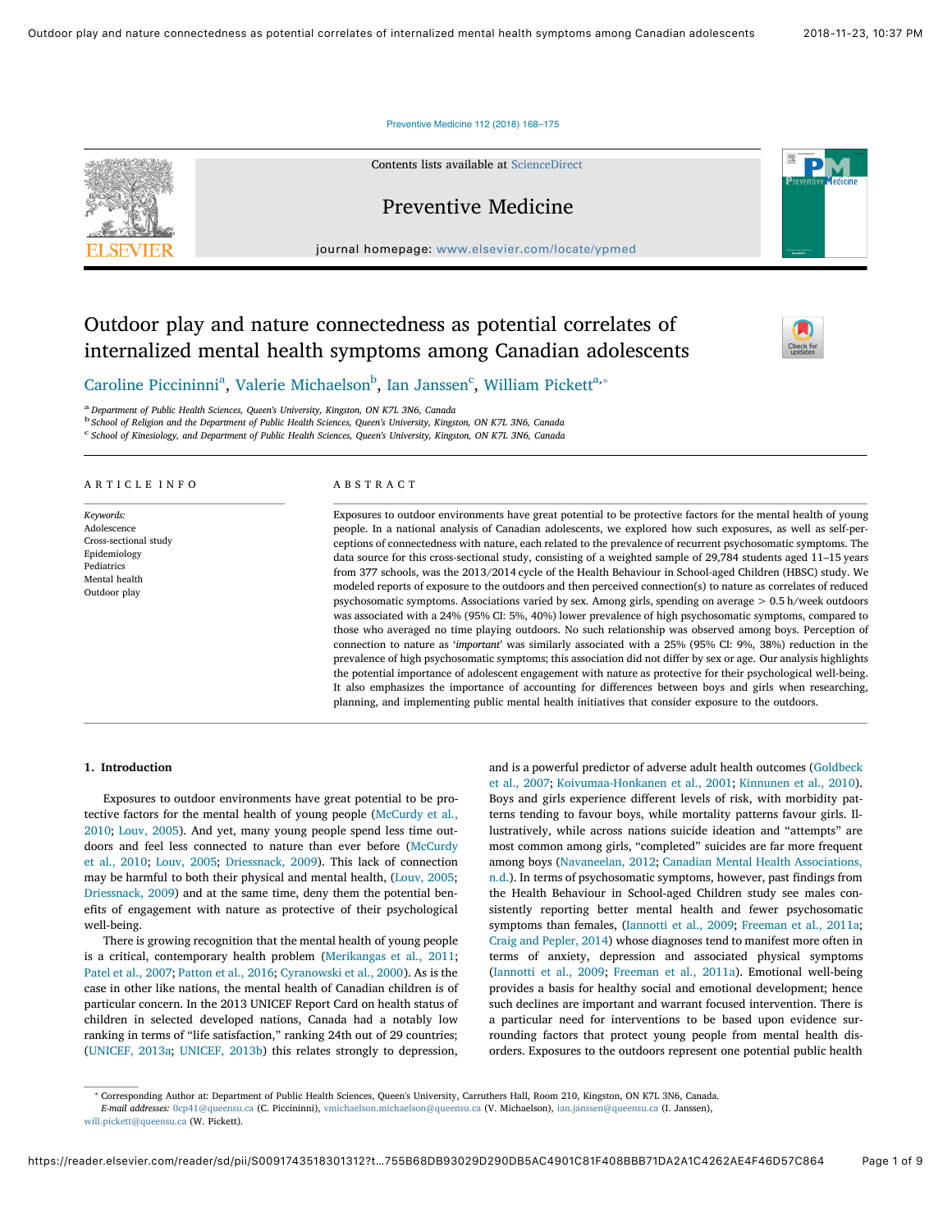Contents lists available at ScienceDirect

# Preventive Medicine

journal homepage: www.elsevier.com/locate/ypmed

# Outdoor play and nature connectedness as potential correlates of internalized mental health symptoms among Canadian adolescents

Caroline Piccininni[a], Valerie Michaelson[b], Ian Janssen[c], William Pickett[a,*]

[a] Department of Public Health Sciences, Queen's University, Kingston, ON K7L 3N6, Canada
[b] School of Religion and the Department of Public Health Sciences, Queen's University, Kingston, ON K7L 3N6, Canada
[c] School of Kinesiology, and Department of Public Health Sciences, Queen's University, Kingston, ON K7L 3N6, Canada

## ARTICLE INFO

*Keywords:*
Adolescence
Cross-sectional study
Epidemiology
Pediatrics
Mental health
Outdoor play

## ABSTRACT

Exposures to outdoor environments have great potential to be protective factors for the mental health of young people. In a national analysis of Canadian adolescents, we explored how such exposures, as well as self-perceptions of connectedness with nature, each related to the prevalence of recurrent psychosomatic symptoms. The data source for this cross-sectional study, consisting of a weighted sample of 29,784 students aged 11–15 years from 377 schools, was the 2013/2014 cycle of the Health Behaviour in School-aged Children (HBSC) study. We modeled reports of exposure to the outdoors and then perceived connection(s) to nature as correlates of reduced psychosomatic symptoms. Associations varied by sex. Among girls, spending on average $> 0.5$ h/week outdoors was associated with a 24% (95% CI: 5%, 40%) lower prevalence of high psychosomatic symptoms, compared to those who averaged no time playing outdoors. No such relationship was observed among boys. Perception of connection to nature as '*important*' was similarly associated with a 25% (95% CI: 9%, 38%) reduction in the prevalence of high psychosomatic symptoms; this association did not differ by sex or age. Our analysis highlights the potential importance of adolescent engagement with nature as protective for their psychological well-being. It also emphasizes the importance of accounting for differences between boys and girls when researching, planning, and implementing public mental health initiatives that consider exposure to the outdoors.

## 1. Introduction

Exposures to outdoor environments have great potential to be protective factors for the mental health of young people (McCurdy et al., 2010; Louv, 2005). And yet, many young people spend less time outdoors and feel less connected to nature than ever before (McCurdy et al., 2010; Louv, 2005; Driessnack, 2009). This lack of connection may be harmful to both their physical and mental health, (Louv, 2005; Driessnack, 2009) and at the same time, deny them the potential benefits of engagement with nature as protective of their psychological well-being.

There is growing recognition that the mental health of young people is a critical, contemporary health problem (Merikangas et al., 2011; Patel et al., 2007; Patton et al., 2016; Cyranowski et al., 2000). As is the case in other like nations, the mental health of Canadian children is of particular concern. In the 2013 UNICEF Report Card on health status of children in selected developed nations, Canada had a notably low ranking in terms of "life satisfaction," ranking 24th out of 29 countries; (UNICEF, 2013a; UNICEF, 2013b) this relates strongly to depression, and is a powerful predictor of adverse adult health outcomes (Goldbeck et al., 2007; Koivumaa-Honkanen et al., 2001; Kinnunen et al., 2010). Boys and girls experience different levels of risk, with morbidity patterns tending to favour boys, while mortality patterns favour girls. Illustratively, while across nations suicide ideation and "attempts" are most common among girls, "completed" suicides are far more frequent among boys (Navaneelan, 2012; Canadian Mental Health Associations, n.d.). In terms of psychosomatic symptoms, however, past findings from the Health Behaviour in School-aged Children study see males consistently reporting better mental health and fewer psychosomatic symptoms than females, (Iannotti et al., 2009; Freeman et al., 2011a; Craig and Pepler, 2014) whose diagnoses tend to manifest more often in terms of anxiety, depression and associated physical symptoms (Iannotti et al., 2009; Freeman et al., 2011a). Emotional well-being provides a basis for healthy social and emotional development; hence such declines are important and warrant focused intervention. There is a particular need for interventions to be based upon evidence surrounding factors that protect young people from mental health disorders. Exposures to the outdoors represent one potential public health

---

* Corresponding Author at: Department of Public Health Sciences, Queen's University, Carruthers Hall, Room 210, Kingston, ON K7L 3N6, Canada.
*E-mail addresses:* 0cp41@queensu.ca (C. Piccininni), vmichaelson.michaelson@queensu.ca (V. Michaelson), ian.janssen@queensu.ca (I. Janssen), will.pickett@queensu.ca (W. Pickett).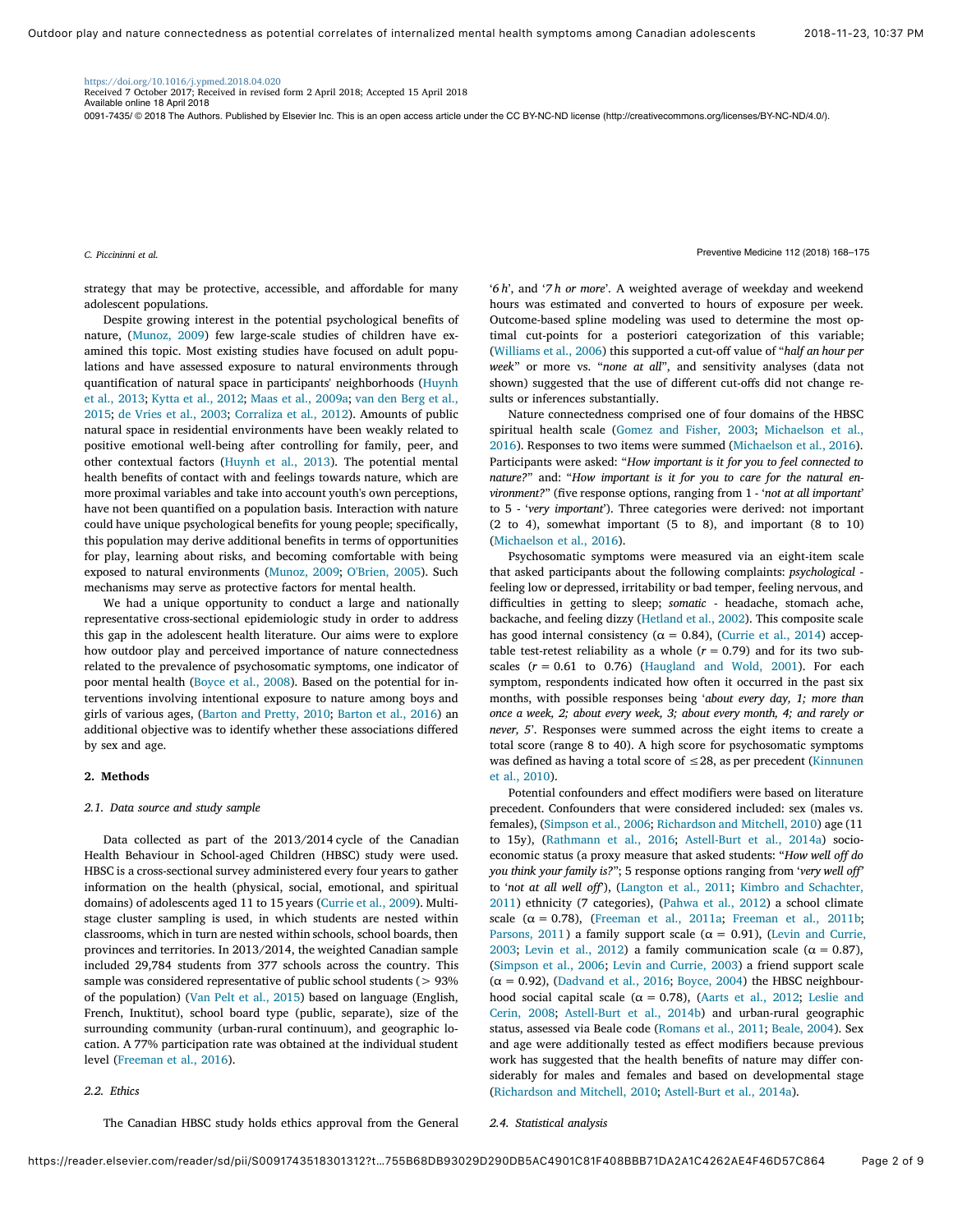strategy that may be protective, accessible, and affordable for many adolescent populations.

Despite growing interest in the potential psychological benefits of nature, (Munoz, 2009) few large-scale studies of children have examined this topic. Most existing studies have focused on adult populations and have assessed exposure to natural environments through quantification of natural space in participants' neighborhoods (Huynh et al., 2013; Kytta et al., 2012; Maas et al., 2009a; van den Berg et al., 2015; de Vries et al., 2003; Corraliza et al., 2012). Amounts of public natural space in residential environments have been weakly related to positive emotional well-being after controlling for family, peer, and other contextual factors (Huynh et al., 2013). The potential mental health benefits of contact with and feelings towards nature, which are more proximal variables and take into account youth's own perceptions, have not been quantified on a population basis. Interaction with nature could have unique psychological benefits for young people; specifically, this population may derive additional benefits in terms of opportunities for play, learning about risks, and becoming comfortable with being exposed to natural environments (Munoz, 2009; O'Brien, 2005). Such mechanisms may serve as protective factors for mental health.

We had a unique opportunity to conduct a large and nationally representative cross-sectional epidemiologic study in order to address this gap in the adolescent health literature. Our aims were to explore how outdoor play and perceived importance of nature connectedness related to the prevalence of psychosomatic symptoms, one indicator of poor mental health (Boyce et al., 2008). Based on the potential for interventions involving intentional exposure to nature among boys and girls of various ages, (Barton and Pretty, 2010; Barton et al., 2016) an additional objective was to identify whether these associations differed by sex and age.

## 2. Methods

### 2.1. Data source and study sample

Data collected as part of the 2013/2014 cycle of the Canadian Health Behaviour in School-aged Children (HBSC) study were used. HBSC is a cross-sectional survey administered every four years to gather information on the health (physical, social, emotional, and spiritual domains) of adolescents aged 11 to 15 years (Currie et al., 2009). Multi-stage cluster sampling is used, in which students are nested within classrooms, which in turn are nested within schools, school boards, then provinces and territories. In 2013/2014, the weighted Canadian sample included 29,784 students from 377 schools across the country. This sample was considered representative of public school students (> 93% of the population) (Van Pelt et al., 2015) based on language (English, French, Inuktitut), school board type (public, separate), size of the surrounding community (urban-rural continuum), and geographic location. A 77% participation rate was obtained at the individual student level (Freeman et al., 2016).

### 2.2. Ethics

The Canadian HBSC study holds ethics approval from the General

'*6 h*', and '*7 h or more*'. A weighted average of weekday and weekend hours was estimated and converted to hours of exposure per week. Outcome-based spline modeling was used to determine the most optimal cut-points for a posteriori categorization of this variable; (Williams et al., 2006) this supported a cut-off value of "*half an hour per week*" or more vs. "*none at all*", and sensitivity analyses (data not shown) suggested that the use of different cut-offs did not change results or inferences substantially.

Nature connectedness comprised one of four domains of the HBSC spiritual health scale (Gomez and Fisher, 2003; Michaelson et al., 2016). Responses to two items were summed (Michaelson et al., 2016). Participants were asked: "*How important is it for you to feel connected to nature?*" and: "*How important is it for you to care for the natural environment?*" (five response options, ranging from 1 - '*not at all important*' to 5 - '*very important*'). Three categories were derived: not important (2 to 4), somewhat important (5 to 8), and important (8 to 10) (Michaelson et al., 2016).

Psychosomatic symptoms were measured via an eight-item scale that asked participants about the following complaints: *psychological* - feeling low or depressed, irritability or bad temper, feeling nervous, and difficulties in getting to sleep; *somatic* - headache, stomach ache, backache, and feeling dizzy (Hetland et al., 2002). This composite scale has good internal consistency ($\alpha = 0.84$), (Currie et al., 2014) acceptable test-retest reliability as a whole ($r = 0.79$) and for its two subscales ($r = 0.61$ to $0.76$) (Haugland and Wold, 2001). For each symptom, respondents indicated how often it occurred in the past six months, with possible responses being '*about every day, 1; more than once a week, 2; about every week, 3; about every month, 4; and rarely or never, 5*'. Responses were summed across the eight items to create a total score (range 8 to 40). A high score for psychosomatic symptoms was defined as having a total score of $\leq 28$, as per precedent (Kinnunen et al., 2010).

Potential confounders and effect modifiers were based on literature precedent. Confounders that were considered included: sex (males vs. females), (Simpson et al., 2006; Richardson and Mitchell, 2010) age (11 to 15y), (Rathmann et al., 2016; Astell-Burt et al., 2014a) socioeconomic status (a proxy measure that asked students: "*How well off do you think your family is?*"; 5 response options ranging from '*very well off*' to '*not at all well off*'), (Langton et al., 2011; Kimbro and Schachter, 2011) ethnicity (7 categories), (Pahwa et al., 2012) a school climate scale ($\alpha = 0.78$), (Freeman et al., 2011a; Freeman et al., 2011b; Parsons, 2011) a family support scale ($\alpha = 0.91$), (Levin and Currie, 2003; Levin et al., 2012) a family communication scale ($\alpha = 0.87$), (Simpson et al., 2006; Levin and Currie, 2003) a friend support scale ($\alpha = 0.92$), (Dadvand et al., 2016; Boyce, 2004) the HBSC neighbourhood social capital scale ($\alpha = 0.78$), (Aarts et al., 2012; Leslie and Cerin, 2008; Astell-Burt et al., 2014b) and urban-rural geographic status, assessed via Beale code (Romans et al., 2011; Beale, 2004). Sex and age were additionally tested as effect modifiers because previous work has suggested that the health benefits of nature may differ considerably for males and females and based on developmental stage (Richardson and Mitchell, 2010; Astell-Burt et al., 2014a).

### 2.4. Statistical analysis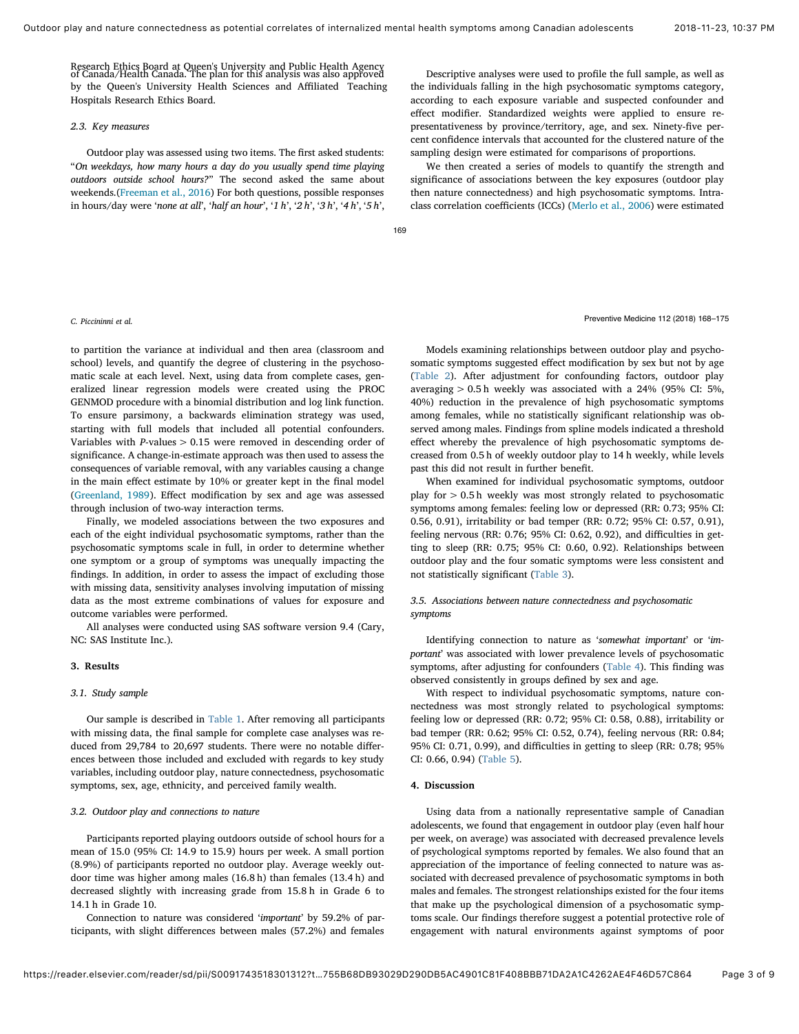Research Ethics Board at Queen's University and Public Health Agency of Canada/Health Canada. The plan for this analysis was also approved by the Queen's University Health Sciences and Affiliated Teaching Hospitals Research Ethics Board.

### 2.3. Key measures

Outdoor play was assessed using two items. The first asked students: "*On weekdays, how many hours a day do you usually spend time playing outdoors outside school hours?*" The second asked the same about weekends.(Freeman et al., 2016) For both questions, possible responses in hours/day were '*none at all*', '*half an hour*', '*1 h*', '*2 h*', '*3 h*', '*4 h*', '*5 h*',

Descriptive analyses were used to profile the full sample, as well as the individuals falling in the high psychosomatic symptoms category, according to each exposure variable and suspected confounder and effect modifier. Standardized weights were applied to ensure representativeness by province/territory, age, and sex. Ninety-five percent confidence intervals that accounted for the clustered nature of the sampling design were estimated for comparisons of proportions.

We then created a series of models to quantify the strength and significance of associations between the key exposures (outdoor play then nature connectedness) and high psychosomatic symptoms. Intraclass correlation coefficients (ICCs) (Merlo et al., 2006) were estimated to partition the variance at individual and then area (classroom and school) levels, and quantify the degree of clustering in the psychosomatic scale at each level. Next, using data from complete cases, generalized linear regression models were created using the PROC GENMOD procedure with a binomial distribution and log link function. To ensure parsimony, a backwards elimination strategy was used, starting with full models that included all potential confounders. Variables with *P*-values > 0.15 were removed in descending order of significance. A change-in-estimate approach was then used to assess the consequences of variable removal, with any variables causing a change in the main effect estimate by 10% or greater kept in the final model (Greenland, 1989). Effect modification by sex and age was assessed through inclusion of two-way interaction terms.

Finally, we modeled associations between the two exposures and each of the eight individual psychosomatic symptoms, rather than the psychosomatic symptoms scale in full, in order to determine whether one symptom or a group of symptoms was unequally impacting the findings. In addition, in order to assess the impact of excluding those with missing data, sensitivity analyses involving imputation of missing data as the most extreme combinations of values for exposure and outcome variables were performed.

All analyses were conducted using SAS software version 9.4 (Cary, NC: SAS Institute Inc.).

## 3. Results

### 3.1. Study sample

Our sample is described in Table 1. After removing all participants with missing data, the final sample for complete case analyses was reduced from 29,784 to 20,697 students. There were no notable differences between those included and excluded with regards to key study variables, including outdoor play, nature connectedness, psychosomatic symptoms, sex, age, ethnicity, and perceived family wealth.

### 3.2. Outdoor play and connections to nature

Participants reported playing outdoors outside of school hours for a mean of 15.0 (95% CI: 14.9 to 15.9) hours per week. A small portion (8.9%) of participants reported no outdoor play. Average weekly outdoor time was higher among males (16.8 h) than females (13.4 h) and decreased slightly with increasing grade from 15.8 h in Grade 6 to 14.1 h in Grade 10.

Connection to nature was considered '*important*' by 59.2% of participants, with slight differences between males (57.2%) and females

Models examining relationships between outdoor play and psychosomatic symptoms suggested effect modification by sex but not by age (Table 2). After adjustment for confounding factors, outdoor play averaging > 0.5 h weekly was associated with a 24% (95% CI: 5%, 40%) reduction in the prevalence of high psychosomatic symptoms among females, while no statistically significant relationship was observed among males. Findings from spline models indicated a threshold effect whereby the prevalence of high psychosomatic symptoms decreased from 0.5 h of weekly outdoor play to 14 h weekly, while levels past this did not result in further benefit.

When examined for individual psychosomatic symptoms, outdoor play for > 0.5 h weekly was most strongly related to psychosomatic symptoms among females: feeling low or depressed (RR: 0.73; 95% CI: 0.56, 0.91), irritability or bad temper (RR: 0.72; 95% CI: 0.57, 0.91), feeling nervous (RR: 0.76; 95% CI: 0.62, 0.92), and difficulties in getting to sleep (RR: 0.75; 95% CI: 0.60, 0.92). Relationships between outdoor play and the four somatic symptoms were less consistent and not statistically significant (Table 3).

### 3.5. Associations between nature connectedness and psychosomatic symptoms

Identifying connection to nature as '*somewhat important*' or '*important*' was associated with lower prevalence levels of psychosomatic symptoms, after adjusting for confounders (Table 4). This finding was observed consistently in groups defined by sex and age.

With respect to individual psychosomatic symptoms, nature connectedness was most strongly related to psychological symptoms: feeling low or depressed (RR: 0.72; 95% CI: 0.58, 0.88), irritability or bad temper (RR: 0.62; 95% CI: 0.52, 0.74), feeling nervous (RR: 0.84; 95% CI: 0.71, 0.99), and difficulties in getting to sleep (RR: 0.78; 95% CI: 0.66, 0.94) (Table 5).

## 4. Discussion

Using data from a nationally representative sample of Canadian adolescents, we found that engagement in outdoor play (even half hour per week, on average) was associated with decreased prevalence levels of psychological symptoms reported by females. We also found that an appreciation of the importance of feeling connected to nature was associated with decreased prevalence of psychosomatic symptoms in both males and females. The strongest relationships existed for the four items that make up the psychological dimension of a psychosomatic symptoms scale. Our findings therefore suggest a potential protective role of engagement with natural environments against symptoms of poor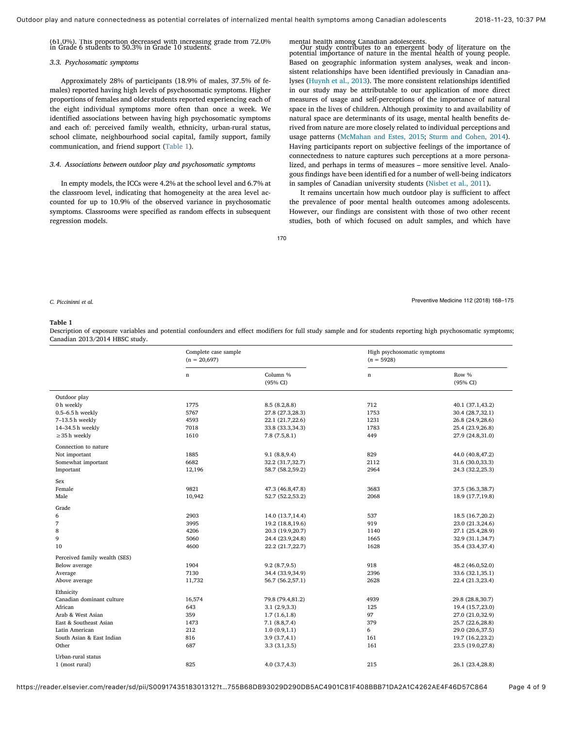(61.0%). This proportion decreased with increasing grade from 72.0% in Grade 6 students to 50.3% in Grade 10 students.

### 3.3. Psychosomatic symptoms

Approximately 28% of participants (18.9% of males, 37.5% of females) reported having high levels of psychosomatic symptoms. Higher proportions of females and older students reported experiencing each of the eight individual symptoms more often than once a week. We identified associations between having high psychosomatic symptoms and each of: perceived family wealth, ethnicity, urban-rural status, school climate, neighbourhood social capital, family support, family communication, and friend support (Table 1).

### 3.4. Associations between outdoor play and psychosomatic symptoms

In empty models, the ICCs were 4.2% at the school level and 6.7% at the classroom level, indicating that homogeneity at the area level accounted for up to 10.9% of the observed variance in psychosomatic symptoms. Classrooms were specified as random effects in subsequent regression models.

mental health among Canadian adolescents.

Our study contributes to an emergent body of literature on the potential importance of nature in the mental health of young people. Based on geographic information system analyses, weak and inconsistent relationships have been identified previously in Canadian analyses (Huynh et al., 2013). The more consistent relationships identified in our study may be attributable to our application of more direct measures of usage and self-perceptions of the importance of natural space in the lives of children. Although proximity to and availability of natural space are determinants of its usage, mental health benefits derived from nature are more closely related to individual perceptions and usage patterns (McMahan and Estes, 2015; Sturm and Cohen, 2014). Having participants report on subjective feelings of the importance of connectedness to nature captures such perceptions at a more personalized, and perhaps in terms of measures – more sensitive level. Analogous findings have been identified for a number of well-being indicators in samples of Canadian university students (Nisbet et al., 2011).

It remains uncertain how much outdoor play is sufficient to affect the prevalence of poor mental health outcomes among adolescents. However, our findings are consistent with those of two other recent studies, both of which focused on adult samples, and which have

**Table 1**

Description of exposure variables and potential confounders and effect modifiers for full study sample and for students reporting high psychosomatic symptoms; Canadian 2013/2014 HBSC study.

| | Complete case sample (n = 20,697) | | High psychosomatic symptoms (n = 5928) | |
|---|---|---|---|---|
| | n | Column % (95% CI) | n | Row % (95% CI) |
| Outdoor play | | | | |
| 0 h weekly | 1775 | 8.5 (8.2,8.8) | 712 | 40.1 (37.1,43.2) |
| 0.5–6.5 h weekly | 5767 | 27.8 (27.3,28.3) | 1753 | 30.4 (28.7,32.1) |
| 7–13.5 h weekly | 4593 | 22.1 (21.7,22.6) | 1231 | 26.8 (24.9,28.6) |
| 14–34.5 h weekly | 7018 | 33.8 (33.3,34.3) | 1783 | 25.4 (23.9,26.8) |
| ≥35 h weekly | 1610 | 7.8 (7.5,8.1) | 449 | 27.9 (24.8,31.0) |
| Connection to nature | | | | |
| Not important | 1885 | 9.1 (8.8,9.4) | 829 | 44.0 (40.8,47.2) |
| Somewhat important | 6682 | 32.2 (31.7,32.7) | 2112 | 31.6 (30.0,33.3) |
| Important | 12,196 | 58.7 (58.2,59.2) | 2964 | 24.3 (32.2,25.3) |
| Sex | | | | |
| Female | 9821 | 47.3 (46.8,47.8) | 3683 | 37.5 (36.3,38.7) |
| Male | 10,942 | 52.7 (52.2,53.2) | 2068 | 18.9 (17.7,19.8) |
| Grade | | | | |
| 6 | 2903 | 14.0 (13.7,14.4) | 537 | 18.5 (16.7,20.2) |
| 7 | 3995 | 19.2 (18.8,19.6) | 919 | 23.0 (21.3,24.6) |
| 8 | 4206 | 20.3 (19.9,20.7) | 1140 | 27.1 (25.4,28.9) |
| 9 | 5060 | 24.4 (23.9,24.8) | 1665 | 32.9 (31.1,34.7) |
| 10 | 4600 | 22.2 (21.7,22.7) | 1628 | 35.4 (33.4,37.4) |
| Perceived family wealth (SES) | | | | |
| Below average | 1904 | 9.2 (8.7,9.5) | 918 | 48.2 (46.0,52.0) |
| Average | 7130 | 34.4 (33.9,34.9) | 2396 | 33.6 (32.1,35.1) |
| Above average | 11,732 | 56.7 (56.2,57.1) | 2628 | 22.4 (21.3,23.4) |
| Ethnicity | | | | |
| Canadian dominant culture | 16,574 | 79.8 (79.4,81.2) | 4939 | 29.8 (28.8,30.7) |
| African | 643 | 3.1 (2.9,3.3) | 125 | 19.4 (15.7,23.0) |
| Arab & West Asian | 359 | 1.7 (1.6,1.8) | 97 | 27.0 (21.0,32.9) |
| East & Southeast Asian | 1473 | 7.1 (8.8,7.4) | 379 | 25.7 (22.6,28.8) |
| Latin American | 212 | 1.0 (0.9,1.1) | 6 | 29.0 (20.6,37.5) |
| South Asian & East Indian | 816 | 3.9 (3.7,4.1) | 161 | 19.7 (16.2,23.2) |
| Other | 687 | 3.3 (3.1,3.5) | 161 | 23.5 (19.0,27.8) |
| Urban-rural status | | | | |
| 1 (most rural) | 825 | 4.0 (3.7,4.3) | 215 | 26.1 (23.4,28.8) |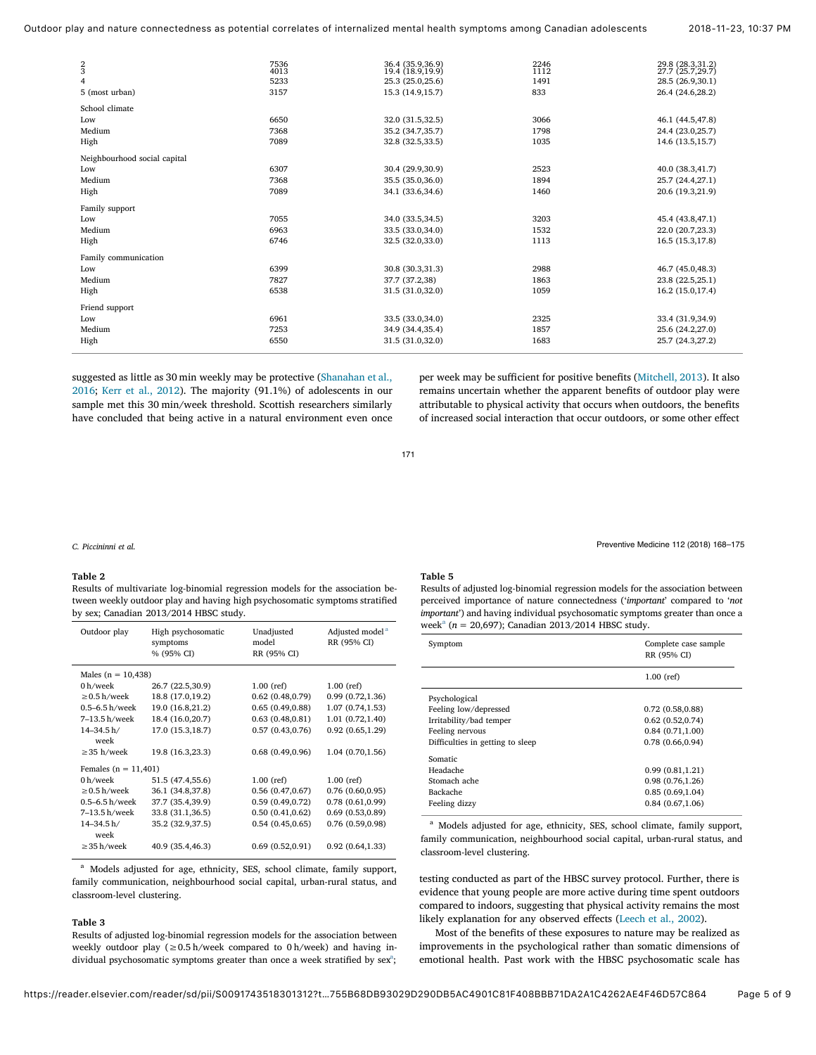| | | | | |
|---|---|---|---|---|
| 2 | 7536 | 36.4 (35.9,36.9) | 2246 | 29.8 (28.3,31.2) |
| 3 | 4013 | 19.4 (18.9,19.9) | 1112 | 27.7 (25.7,29.7) |
| 4 | 5233 | 25.3 (25.0,25.6) | 1491 | 28.5 (26.9,30.1) |
| 5 (most urban) | 3157 | 15.3 (14.9,15.7) | 833 | 26.4 (24.6,28.2) |
| School climate | | | | |
| Low | 6650 | 32.0 (31.5,32.5) | 3066 | 46.1 (44.5,47.8) |
| Medium | 7368 | 35.2 (34.7,35.7) | 1798 | 24.4 (23.0,25.7) |
| High | 7089 | 32.8 (32.5,33.5) | 1035 | 14.6 (13.5,15.7) |
| Neighbourhood social capital | | | | |
| Low | 6307 | 30.4 (29.9,30.9) | 2523 | 40.0 (38.3,41.7) |
| Medium | 7368 | 35.5 (35.0,36.0) | 1894 | 25.7 (24.4,27.1) |
| High | 7089 | 34.1 (33.6,34.6) | 1460 | 20.6 (19.3,21.9) |
| Family support | | | | |
| Low | 7055 | 34.0 (33.5,34.5) | 3203 | 45.4 (43.8,47.1) |
| Medium | 6963 | 33.5 (33.0,34.0) | 1532 | 22.0 (20.7,23.3) |
| High | 6746 | 32.5 (32.0,33.0) | 1113 | 16.5 (15.3,17.8) |
| Family communication | | | | |
| Low | 6399 | 30.8 (30.3,31.3) | 2988 | 46.7 (45.0,48.3) |
| Medium | 7827 | 37.7 (37.2,38) | 1863 | 23.8 (22.5,25.1) |
| High | 6538 | 31.5 (31.0,32.0) | 1059 | 16.2 (15.0,17.4) |
| Friend support | | | | |
| Low | 6961 | 33.5 (33.0,34.0) | 2325 | 33.4 (31.9,34.9) |
| Medium | 7253 | 34.9 (34.4,35.4) | 1857 | 25.6 (24.2,27.0) |
| High | 6550 | 31.5 (31.0,32.0) | 1683 | 25.7 (24.3,27.2) |

suggested as little as 30 min weekly may be protective (Shanahan et al., 2016; Kerr et al., 2012). The majority (91.1%) of adolescents in our sample met this 30 min/week threshold. Scottish researchers similarly have concluded that being active in a natural environment even once per week may be sufficient for positive benefits (Mitchell, 2013). It also remains uncertain whether the apparent benefits of outdoor play were attributable to physical activity that occurs when outdoors, the benefits of increased social interaction that occur outdoors, or some other effect testing conducted as part of the HBSC survey protocol. Further, there is evidence that young people are more active during time spent outdoors compared to indoors, suggesting that physical activity remains the most likely explanation for any observed effects (Leech et al., 2002).

Most of the benefits of these exposures to nature may be realized as improvements in the psychological rather than somatic dimensions of emotional health. Past work with the HBSC psychosomatic scale has

**Table 2**
Results of multivariate log-binomial regression models for the association between weekly outdoor play and having high psychosomatic symptoms stratified by sex; Canadian 2013/2014 HBSC study.

| Outdoor play | High psychosomatic symptoms % (95% CI) | Unadjusted model RR (95% CI) | Adjusted model[a] RR (95% CI) |
|---|---|---|---|
| Males (n = 10,438) | | | |
| 0 h/week | 26.7 (22.5,30.9) | 1.00 (ref) | 1.00 (ref) |
| ≥0.5 h/week | 18.8 (17.0,19.2) | 0.62 (0.48,0.79) | 0.99 (0.72,1.36) |
| 0.5–6.5 h/week | 19.0 (16.8,21.2) | 0.65 (0.49,0.88) | 1.07 (0.74,1.53) |
| 7–13.5 h/week | 18.4 (16.0,20.7) | 0.63 (0.48,0.81) | 1.01 (0.72,1.40) |
| 14–34.5 h/week | 17.0 (15.3,18.7) | 0.57 (0.43,0.76) | 0.92 (0.65,1.29) |
| ≥35 h/week | 19.8 (16.3,23.3) | 0.68 (0.49,0.96) | 1.04 (0.70,1.56) |
| Females (n = 11,401) | | | |
| 0 h/week | 51.5 (47.4,55.6) | 1.00 (ref) | 1.00 (ref) |
| ≥0.5 h/week | 36.1 (34.8,37.8) | 0.56 (0.47,0.67) | 0.76 (0.60,0.95) |
| 0.5–6.5 h/week | 37.7 (35.4,39.9) | 0.59 (0.49,0.72) | 0.78 (0.61,0.99) |
| 7–13.5 h/week | 33.8 (31.1,36.5) | 0.50 (0.41,0.62) | 0.69 (0.53,0.89) |
| 14–34.5 h/week | 35.2 (32.9,37.5) | 0.54 (0.45,0.65) | 0.76 (0.59,0.98) |
| ≥35 h/week | 40.9 (35.4,46.3) | 0.69 (0.52,0.91) | 0.92 (0.64,1.33) |

[a] Models adjusted for age, ethnicity, SES, school climate, family support, family communication, neighbourhood social capital, urban-rural status, and classroom-level clustering.

**Table 3**
Results of adjusted log-binomial regression models for the association between weekly outdoor play (≥0.5 h/week compared to 0 h/week) and having individual psychosomatic symptoms greater than once a week stratified by sex[a];

**Table 5**
Results of adjusted log-binomial regression models for the association between perceived importance of nature connectedness ('*important*' compared to '*not important*') and having individual psychosomatic symptoms greater than once a week[a] (n = 20,697); Canadian 2013/2014 HBSC study.

| Symptom | Complete case sample RR (95% CI) |
|---|---|
| | 1.00 (ref) |
| Psychological | |
| Feeling low/depressed | 0.72 (0.58,0.88) |
| Irritability/bad temper | 0.62 (0.52,0.74) |
| Feeling nervous | 0.84 (0.71,1.00) |
| Difficulties in getting to sleep | 0.78 (0.66,0.94) |
| Somatic | |
| Headache | 0.99 (0.81,1.21) |
| Stomach ache | 0.98 (0.76,1.26) |
| Backache | 0.85 (0.69,1.04) |
| Feeling dizzy | 0.84 (0.67,1.06) |

[a] Models adjusted for age, ethnicity, SES, school climate, family support, family communication, neighbourhood social capital, urban-rural status, and classroom-level clustering.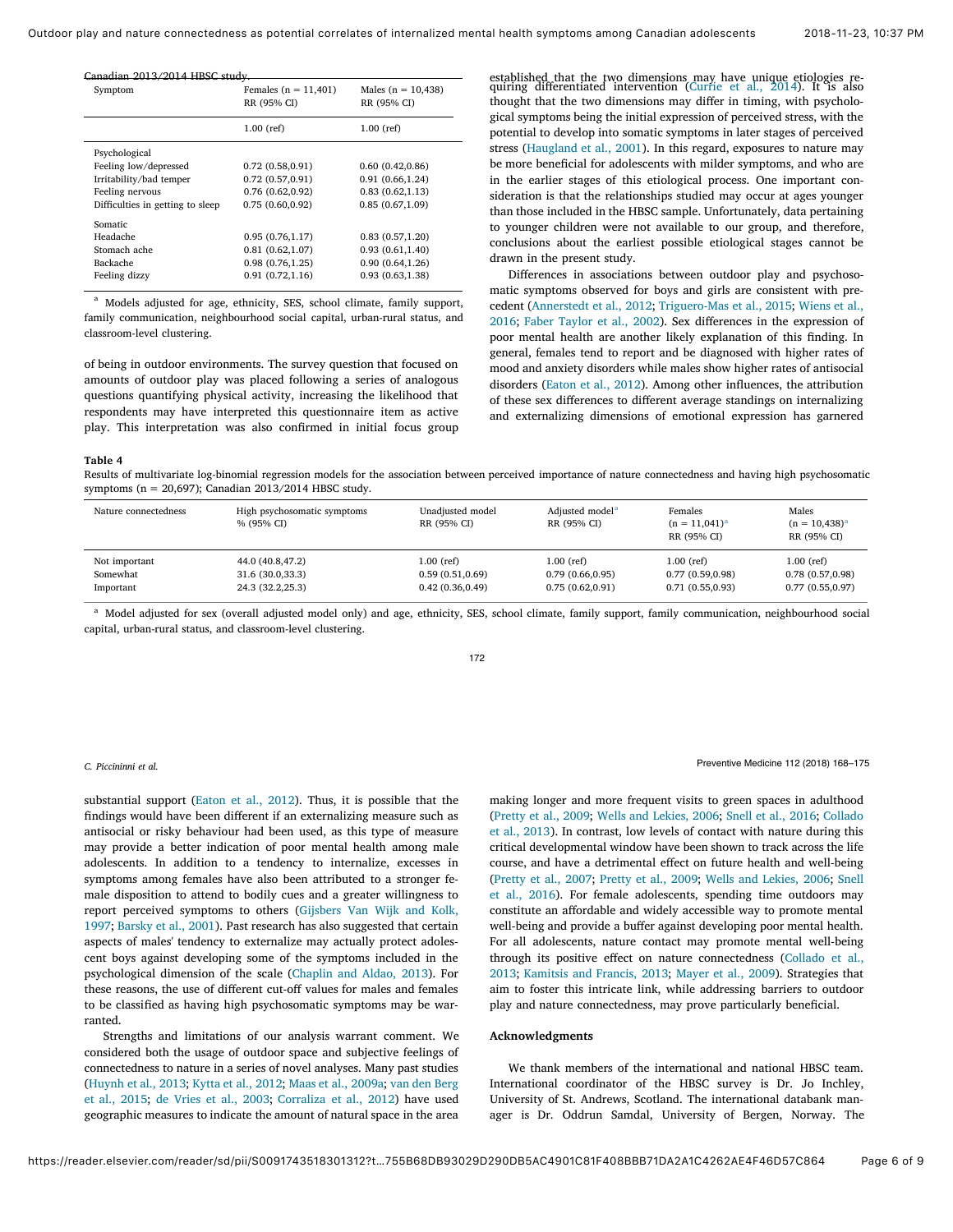Canadian 2013/2014 HBSC study.

| Symptom | Females (n = 11,401) RR (95% CI) | Males (n = 10,438) RR (95% CI) |
|---|---|---|
| | 1.00 (ref) | 1.00 (ref) |
| Psychological | | |
| Feeling low/depressed | 0.72 (0.58,0.91) | 0.60 (0.42,0.86) |
| Irritability/bad temper | 0.72 (0.57,0.91) | 0.91 (0.66,1.24) |
| Feeling nervous | 0.76 (0.62,0.92) | 0.83 (0.62,1.13) |
| Difficulties in getting to sleep | 0.75 (0.60,0.92) | 0.85 (0.67,1.09) |
| Somatic | | |
| Headache | 0.95 (0.76,1.17) | 0.83 (0.57,1.20) |
| Stomach ache | 0.81 (0.62,1.07) | 0.93 (0.61,1.40) |
| Backache | 0.98 (0.76,1.25) | 0.90 (0.64,1.26) |
| Feeling dizzy | 0.91 (0.72,1.16) | 0.93 (0.63,1.38) |

[a] Models adjusted for age, ethnicity, SES, school climate, family support, family communication, neighbourhood social capital, urban-rural status, and classroom-level clustering.

of being in outdoor environments. The survey question that focused on amounts of outdoor play was placed following a series of analogous questions quantifying physical activity, increasing the likelihood that respondents may have interpreted this questionnaire item as active play. This interpretation was also confirmed in initial focus group

established that the two dimensions may have unique etiologies requiring differentiated intervention (Currie et al., 2014). It is also thought that the two dimensions may differ in timing, with psychological symptoms being the initial expression of perceived stress, with the potential to develop into somatic symptoms in later stages of perceived stress (Haugland et al., 2001). In this regard, exposures to nature may be more beneficial for adolescents with milder symptoms, and who are in the earlier stages of this etiological process. One important consideration is that the relationships studied may occur at ages younger than those included in the HBSC sample. Unfortunately, data pertaining to younger children were not available to our group, and therefore, conclusions about the earliest possible etiological stages cannot be drawn in the present study.

Differences in associations between outdoor play and psychosomatic symptoms observed for boys and girls are consistent with precedent (Annerstedt et al., 2012; Triguero-Mas et al., 2015; Wiens et al., 2016; Faber Taylor et al., 2002). Sex differences in the expression of poor mental health are another likely explanation of this finding. In general, females tend to report and be diagnosed with higher rates of mood and anxiety disorders while males show higher rates of antisocial disorders (Eaton et al., 2012). Among other influences, the attribution of these sex differences to different average standings on internalizing and externalizing dimensions of emotional expression has garnered

**Table 4**

Results of multivariate log-binomial regression models for the association between perceived importance of nature connectedness and having high psychosomatic symptoms (n = 20,697); Canadian 2013/2014 HBSC study.

| Nature connectedness | High psychosomatic symptoms % (95% CI) | Unadjusted model RR (95% CI) | Adjusted model[a] RR (95% CI) | Females (n = 11,041)[a] RR (95% CI) | Males (n = 10,438)[a] RR (95% CI) |
|---|---|---|---|---|---|
| Not important | 44.0 (40.8,47.2) | 1.00 (ref) | 1.00 (ref) | 1.00 (ref) | 1.00 (ref) |
| Somewhat | 31.6 (30.0,33.3) | 0.59 (0.51,0.69) | 0.79 (0.66,0.95) | 0.77 (0.59,0.98) | 0.78 (0.57,0.98) |
| Important | 24.3 (32.2,25.3) | 0.42 (0.36,0.49) | 0.75 (0.62,0.91) | 0.71 (0.55,0.93) | 0.77 (0.55,0.97) |

[a] Model adjusted for sex (overall adjusted model only) and age, ethnicity, SES, school climate, family support, family communication, neighbourhood social capital, urban-rural status, and classroom-level clustering.

substantial support (Eaton et al., 2012). Thus, it is possible that the findings would have been different if an externalizing measure such as antisocial or risky behaviour had been used, as this type of measure may provide a better indication of poor mental health among male adolescents. In addition to a tendency to internalize, excesses in symptoms among females have also been attributed to a stronger female disposition to attend to bodily cues and a greater willingness to report perceived symptoms to others (Gijsbers Van Wijk and Kolk, 1997; Barsky et al., 2001). Past research has also suggested that certain aspects of males' tendency to externalize may actually protect adolescent boys against developing some of the symptoms included in the psychological dimension of the scale (Chaplin and Aldao, 2013). For these reasons, the use of different cut-off values for males and females to be classified as having high psychosomatic symptoms may be warranted.

Strengths and limitations of our analysis warrant comment. We considered both the usage of outdoor space and subjective feelings of connectedness to nature in a series of novel analyses. Many past studies (Huynh et al., 2013; Kytta et al., 2012; Maas et al., 2009a; van den Berg et al., 2015; de Vries et al., 2003; Corraliza et al., 2012) have used geographic measures to indicate the amount of natural space in the area

making longer and more frequent visits to green spaces in adulthood (Pretty et al., 2009; Wells and Lekies, 2006; Snell et al., 2016; Collado et al., 2013). In contrast, low levels of contact with nature during this critical developmental window have been shown to track across the life course, and have a detrimental effect on future health and well-being (Pretty et al., 2007; Pretty et al., 2009; Wells and Lekies, 2006; Snell et al., 2016). For female adolescents, spending time outdoors may constitute an affordable and widely accessible way to promote mental well-being and provide a buffer against developing poor mental health. For all adolescents, nature contact may promote mental well-being through its positive effect on nature connectedness (Collado et al., 2013; Kamitsis and Francis, 2013; Mayer et al., 2009). Strategies that aim to foster this intricate link, while addressing barriers to outdoor play and nature connectedness, may prove particularly beneficial.

## Acknowledgments

We thank members of the international and national HBSC team. International coordinator of the HBSC survey is Dr. Jo Inchley, University of St. Andrews, Scotland. The international databank manager is Dr. Oddrun Samdal, University of Bergen, Norway. The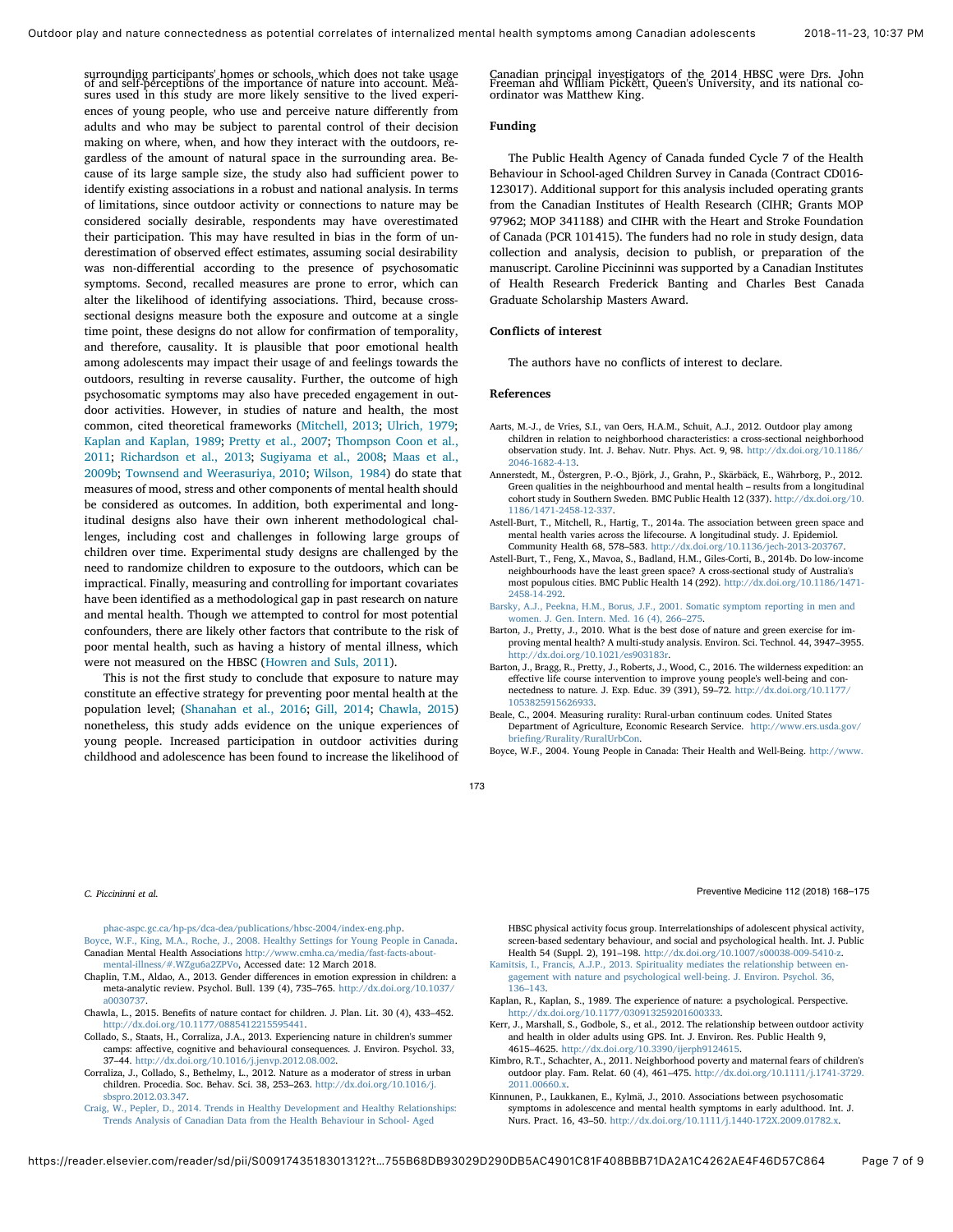surrounding participants' homes or schools, which does not take usage of and self-perceptions of the importance of nature into account. Measures used in this study are more likely sensitive to the lived experiences of young people, who use and perceive nature differently from adults and who may be subject to parental control of their decision making on where, when, and how they interact with the outdoors, regardless of the amount of natural space in the surrounding area. Because of its large sample size, the study also had sufficient power to identify existing associations in a robust and national analysis. In terms of limitations, since outdoor activity or connections to nature may be considered socially desirable, respondents may have overestimated their participation. This may have resulted in bias in the form of underestimation of observed effect estimates, assuming social desirability was non-differential according to the presence of psychosomatic symptoms. Second, recalled measures are prone to error, which can alter the likelihood of identifying associations. Third, because cross-sectional designs measure both the exposure and outcome at a single time point, these designs do not allow for confirmation of temporality, and therefore, causality. It is plausible that poor emotional health among adolescents may impact their usage of and feelings towards the outdoors, resulting in reverse causality. Further, the outcome of high psychosomatic symptoms may also have preceded engagement in outdoor activities. However, in studies of nature and health, the most common, cited theoretical frameworks (Mitchell, 2013; Ulrich, 1979; Kaplan and Kaplan, 1989; Pretty et al., 2007; Thompson Coon et al., 2011; Richardson et al., 2013; Sugiyama et al., 2008; Maas et al., 2009b; Townsend and Weerasuriya, 2010; Wilson, 1984) do state that measures of mood, stress and other components of mental health should be considered as outcomes. In addition, both experimental and longitudinal designs also have their own inherent methodological challenges, including cost and challenges in following large groups of children over time. Experimental study designs are challenged by the need to randomize children to exposure to the outdoors, which can be impractical. Finally, measuring and controlling for important covariates have been identified as a methodological gap in past research on nature and mental health. Though we attempted to control for most potential confounders, there are likely other factors that contribute to the risk of poor mental health, such as having a history of mental illness, which were not measured on the HBSC (Howren and Suls, 2011).

This is not the first study to conclude that exposure to nature may constitute an effective strategy for preventing poor mental health at the population level; (Shanahan et al., 2016; Gill, 2014; Chawla, 2015) nonetheless, this study adds evidence on the unique experiences of young people. Increased participation in outdoor activities during childhood and adolescence has been found to increase the likelihood of

Canadian principal investigators of the 2014 HBSC were Drs. John Freeman and William Pickett, Queen's University, and its national coordinator was Matthew King.

## Funding

The Public Health Agency of Canada funded Cycle 7 of the Health Behaviour in School-aged Children Survey in Canada (Contract CD016-123017). Additional support for this analysis included operating grants from the Canadian Institutes of Health Research (CIHR; Grants MOP 97962; MOP 341188) and CIHR with the Heart and Stroke Foundation of Canada (PCR 101415). The funders had no role in study design, data collection and analysis, decision to publish, or preparation of the manuscript. Caroline Piccininni was supported by a Canadian Institutes of Health Research Frederick Banting and Charles Best Canada Graduate Scholarship Masters Award.

## Conflicts of interest

The authors have no conflicts of interest to declare.

## References

Aarts, M.-J., de Vries, S.I., van Oers, H.A.M., Schuit, A.J., 2012. Outdoor play among children in relation to neighborhood characteristics: a cross-sectional neighborhood observation study. Int. J. Behav. Nutr. Phys. Act. 9, 98. http://dx.doi.org/10.1186/2046-1682-4-13.

Annerstedt, M., Östergren, P.-O., Björk, J., Grahn, P., Skärbäck, E., Währborg, P., 2012. Green qualities in the neighbourhood and mental health – results from a longitudinal cohort study in Southern Sweden. BMC Public Health 12 (337). http://dx.doi.org/10.1186/1471-2458-12-337.

Astell-Burt, T., Mitchell, R., Hartig, T., 2014a. The association between green space and mental health varies across the lifecourse. A longitudinal study. J. Epidemiol. Community Health 68, 578–583. http://dx.doi.org/10.1136/jech-2013-203767.

Astell-Burt, T., Feng, X., Mavoa, S., Badland, H.M., Giles-Corti, B., 2014b. Do low-income neighbourhoods have the least green space? A cross-sectional study of Australia's most populous cities. BMC Public Health 14 (292). http://dx.doi.org/10.1186/1471-2458-14-292.

Barsky, A.J., Peekna, H.M., Borus, J.F., 2001. Somatic symptom reporting in men and women. J. Gen. Intern. Med. 16 (4), 266–275.

Barton, J., Pretty, J., 2010. What is the best dose of nature and green exercise for improving mental health? A multi-study analysis. Environ. Sci. Technol. 44, 3947–3955. http://dx.doi.org/10.1021/es903183r.

Barton, J., Bragg, R., Pretty, J., Roberts, J., Wood, C., 2016. The wilderness expedition: an effective life course intervention to improve young people's well-being and connectedness to nature. J. Exp. Educ. 39 (391), 59–72. http://dx.doi.org/10.1177/1053825915626933.

Beale, C., 2004. Measuring rurality: Rural-urban continuum codes. United States Department of Agriculture, Economic Research Service. http://www.ers.usda.gov/briefing/Rurality/RuralUrbCon.

Boyce, W.F., 2004. Young People in Canada: Their Health and Well-Being. http://www.phac-aspc.gc.ca/hp-ps/dca-dea/publications/hbsc-2004/index-eng.php.

Boyce, W.F., King, M.A., Roche, J., 2008. Healthy Settings for Young People in Canada.

Canadian Mental Health Associations http://www.cmha.ca/media/fast-facts-about-mental-illness/#.WZgu6a2ZPVo, Accessed date: 12 March 2018.

Chaplin, T.M., Aldao, A., 2013. Gender differences in emotion expression in children: a meta-analytic review. Psychol. Bull. 139 (4), 735–765. http://dx.doi.org/10.1037/a0030737.

Chawla, L., 2015. Benefits of nature contact for children. J. Plan. Lit. 30 (4), 433–452. http://dx.doi.org/10.1177/0885412215595441.

Collado, S., Staats, H., Corraliza, J.A., 2013. Experiencing nature in children's summer camps: affective, cognitive and behavioural consequences. J. Environ. Psychol. 33, 37–44. http://dx.doi.org/10.1016/j.jenvp.2012.08.002.

Corraliza, J., Collado, S., Bethelmy, L., 2012. Nature as a moderator of stress in urban children. Procedia. Soc. Behav. Sci. 38, 253–263. http://dx.doi.org/10.1016/j.sbspro.2012.03.347.

Craig, W., Pepler, D., 2014. Trends in Healthy Development and Healthy Relationships: Trends Analysis of Canadian Data from the Health Behaviour in School- Aged HBSC physical activity focus group. Interrelationships of adolescent physical activity, screen-based sedentary behaviour, and social and psychological health. Int. J. Public Health 54 (Suppl. 2), 191–198. http://dx.doi.org/10.1007/s00038-009-5410-z.

Kamitsis, I., Francis, A.J.P., 2013. Spirituality mediates the relationship between engagement with nature and psychological well-being. J. Environ. Psychol. 36, 136–143.

Kaplan, R., Kaplan, S., 1989. The experience of nature: a psychological. Perspective. http://dx.doi.org/10.1177/030913259201600333.

Kerr, J., Marshall, S., Godbole, S., et al., 2012. The relationship between outdoor activity and health in older adults using GPS. Int. J. Environ. Res. Public Health 9, 4615–4625. http://dx.doi.org/10.3390/ijerph9124615.

Kimbro, R.T., Schachter, A., 2011. Neighborhood poverty and maternal fears of children's outdoor play. Fam. Relat. 60 (4), 461–475. http://dx.doi.org/10.1111/j.1741-3729.2011.00660.x.

Kinnunen, P., Laukkanen, E., Kylmä, J., 2010. Associations between psychosomatic symptoms in adolescence and mental health symptoms in early adulthood. Int. J. Nurs. Pract. 16, 43–50. http://dx.doi.org/10.1111/j.1440-172X.2009.01782.x.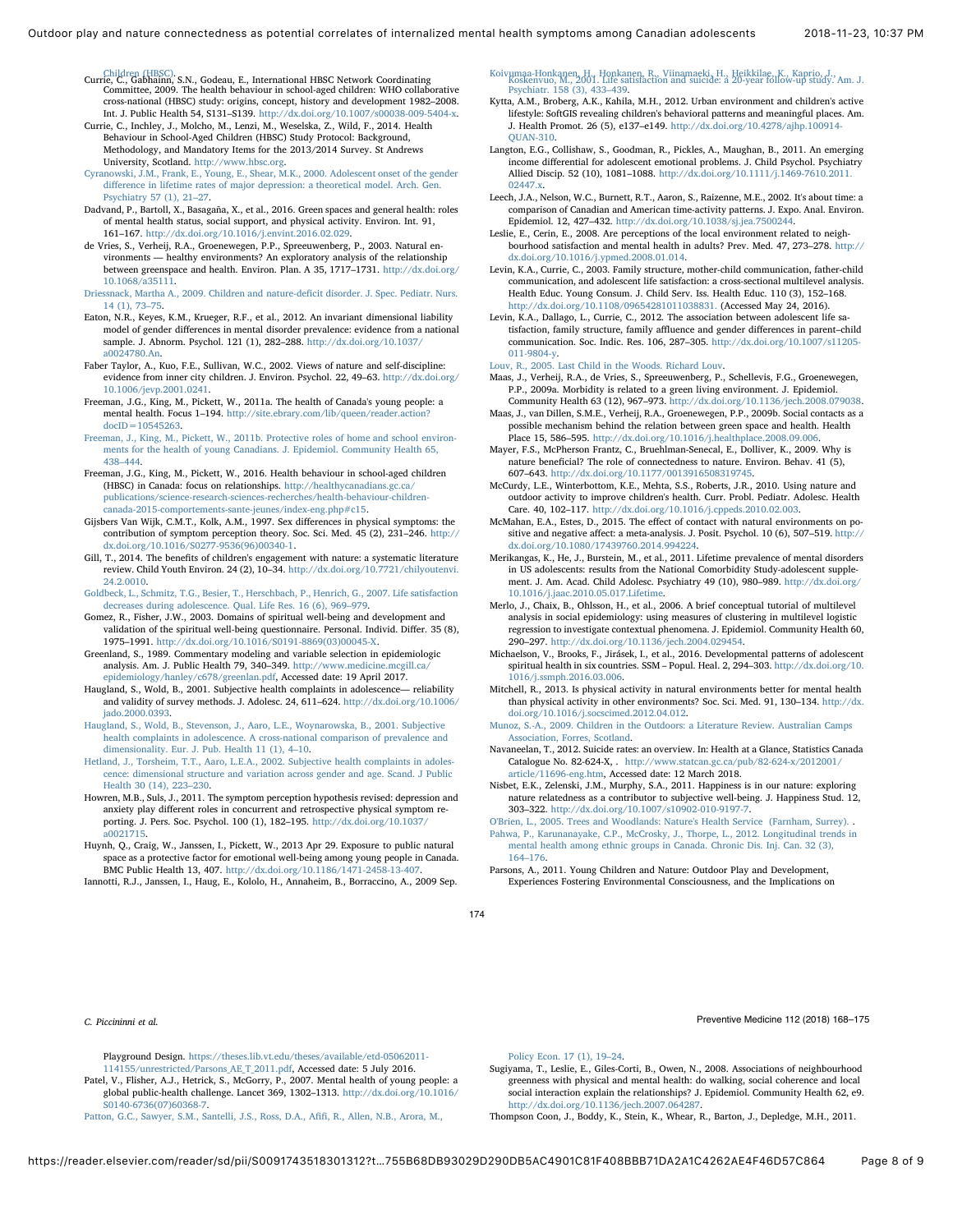Children (HBSC).

Currie, C., Gabhainn, S.N., Godeau, E., International HBSC Network Coordinating Committee, 2009. The health behaviour in school-aged children: WHO collaborative cross-national (HBSC) study: origins, concept, history and development 1982–2008. Int. J. Public Health 54, S131–S139. http://dx.doi.org/10.1007/s00038-009-5404-x.

Currie, C., Inchley, J., Molcho, M., Lenzi, M., Weselska, Z., Wild, F., 2014. Health Behaviour in School-Aged Children (HBSC) Study Protocol: Background, Methodology, and Mandatory Items for the 2013/2014 Survey. St Andrews University, Scotland. http://www.hbsc.org.

Cyranowski, J.M., Frank, E., Young, E., Shear, M.K., 2000. Adolescent onset of the gender difference in lifetime rates of major depression: a theoretical model. Arch. Gen. Psychiatry 57 (1), 21–27.

Dadvand, P., Bartoll, X., Basagaña, X., et al., 2016. Green spaces and general health: roles of mental health status, social support, and physical activity. Environ. Int. 91, 161–167. http://dx.doi.org/10.1016/j.envint.2016.02.029.

de Vries, S., Verheij, R.A., Groenewegen, P.P., Spreeuwenberg, P., 2003. Natural environments — healthy environments? An exploratory analysis of the relationship between greenspace and health. Environ. Plan. A 35, 1717–1731. http://dx.doi.org/10.1068/a35111.

Driessnack, Martha A., 2009. Children and nature-deficit disorder. J. Spec. Pediatr. Nurs. 14 (1), 73–75.

Eaton, N.R., Keyes, K.M., Krueger, R.F., et al., 2012. An invariant dimensional liability model of gender differences in mental disorder prevalence: evidence from a national sample. J. Abnorm. Psychol. 121 (1), 282–288. http://dx.doi.org/10.1037/a0024780.An.

Faber Taylor, A., Kuo, F.E., Sullivan, W.C., 2002. Views of nature and self-discipline: evidence from inner city children. J. Environ. Psychol. 22, 49–63. http://dx.doi.org/10.1006/jevp.2001.0241.

Freeman, J.G., King, M., Pickett, W., 2011a. The health of Canada's young people: a mental health. Focus 1–194. http://site.ebrary.com/lib/queen/reader.action?docID=10545263.

Freeman, J., King, M., Pickett, W., 2011b. Protective roles of home and school environments for the health of young Canadians. J. Epidemiol. Community Health 65, 438–444.

Freeman, J.G., King, M., Pickett, W., 2016. Health behaviour in school-aged children (HBSC) in Canada: focus on relationships. http://healthycanadians.gc.ca/publications/science-research-sciences-recherches/health-behaviour-children-canada-2015-comportements-sante-jeunes/index-eng.php#c15.

Gijsbers Van Wijk, C.M.T., Kolk, A.M., 1997. Sex differences in physical symptoms: the contribution of symptom perception theory. Soc. Sci. Med. 45 (2), 231–246. http://dx.doi.org/10.1016/S0277-9536(96)00340-1.

Gill, T., 2014. The benefits of children's engagement with nature: a systematic literature review. Child Youth Environ. 24 (2), 10–34. http://dx.doi.org/10.7721/chilyoutenvi.24.2.0010.

Goldbeck, L., Schmitz, T.G., Besier, T., Herschbach, P., Henrich, G., 2007. Life satisfaction decreases during adolescence. Qual. Life Res. 16 (6), 969–979.

Gomez, R., Fisher, J.W., 2003. Domains of spiritual well-being and development and validation of the spiritual well-being questionnaire. Personal. Individ. Differ. 35 (8), 1975–1991. http://dx.doi.org/10.1016/S0191-8869(03)00045-X.

Greenland, S., 1989. Commentary modeling and variable selection in epidemiologic analysis. Am. J. Public Health 79, 340–349. http://www.medicine.mcgill.ca/epidemiology/hanley/c678/greenlan.pdf, Accessed date: 19 April 2017.

Haugland, S., Wold, B., 2001. Subjective health complaints in adolescence— reliability and validity of survey methods. J. Adolesc. 24, 611–624. http://dx.doi.org/10.1006/jado.2000.0393.

Haugland, S., Wold, B., Stevenson, J., Aaro, L.E., Woynarowska, B., 2001. Subjective health complaints in adolescence. A cross-national comparison of prevalence and dimensionality. Eur. J. Pub. Health 11 (1), 4–10.

Hetland, J., Torsheim, T.T., Aaro, L.E.A., 2002. Subjective health complaints in adolescence: dimensional structure and variation across gender and age. Scand. J Public Health 30 (14), 223–230.

Howren, M.B., Suls, J., 2011. The symptom perception hypothesis revised: depression and anxiety play different roles in concurrent and retrospective physical symptom reporting. J. Pers. Soc. Psychol. 100 (1), 182–195. http://dx.doi.org/10.1037/a0021715.

Huynh, Q., Craig, W., Janssen, I., Pickett, W., 2013 Apr 29. Exposure to public natural space as a protective factor for emotional well-being among young people in Canada. BMC Public Health 13, 407. http://dx.doi.org/10.1186/1471-2458-13-407.

Iannotti, R.J., Janssen, I., Haug, E., Kololo, H., Annaheim, B., Borraccino, A., 2009 Sep.

Koivumaa-Honkanen, H., Honkanen, R., Viinamaeki, H., Heikkilae, K., Kaprio, J., Koskenvuo, M., 2001. Life satisfaction and suicide: a 20-year follow-up study. Am. J. Psychiatr. 158 (3), 433–439.

Kytta, A.M., Broberg, A.K., Kahila, M.H., 2012. Urban environment and children's active lifestyle: SoftGIS revealing children's behavioral patterns and meaningful places. Am. J. Health Promot. 26 (5), e137–e149. http://dx.doi.org/10.4278/ajhp.100914-QUAN-310.

Langton, E.G., Collishaw, S., Goodman, R., Pickles, A., Maughan, B., 2011. An emerging income differential for adolescent emotional problems. J. Child Psychol. Psychiatry Allied Discip. 52 (10), 1081–1088. http://dx.doi.org/10.1111/j.1469-7610.2011.02447.x.

Leech, J.A., Nelson, W.C., Burnett, R.T., Aaron, S., Raizenne, M.E., 2002. It's about time: a comparison of Canadian and American time-activity patterns. J. Expo. Anal. Environ. Epidemiol. 12, 427–432. http://dx.doi.org/10.1038/sj.jea.7500244.

Leslie, E., Cerin, E., 2008. Are perceptions of the local environment related to neighbourhood satisfaction and mental health in adults? Prev. Med. 47, 273–278. http://dx.doi.org/10.1016/j.ypmed.2008.01.014.

Levin, K.A., Currie, C., 2003. Family structure, mother-child communication, father-child communication, and adolescent life satisfaction: a cross-sectional multilevel analysis. Health Educ. Young Consum. J. Child Serv. Iss. Health Educ. 110 (3), 152–168. http://dx.doi.org/10.1108/09654281011038831. (Accessed May 24, 2016).

Levin, K.A., Dallago, L., Currie, C., 2012. The association between adolescent life satisfaction, family structure, family affluence and gender differences in parent–child communication. Soc. Indic. Res. 106, 287–305. http://dx.doi.org/10.1007/s11205-011-9804-y.

Louv, R., 2005. Last Child in the Woods. Richard Louv.

Maas, J., Verheij, R.A., de Vries, S., Spreeuwenberg, P., Schellevis, F.G., Groenewegen, P.P., 2009a. Morbidity is related to a green living environment. J. Epidemiol. Community Health 63 (12), 967–973. http://dx.doi.org/10.1136/jech.2008.079038.

Maas, J., van Dillen, S.M.E., Verheij, R.A., Groenewegen, P.P., 2009b. Social contacts as a possible mechanism behind the relation between green space and health. Health Place 15, 586–595. http://dx.doi.org/10.1016/j.healthplace.2008.09.006.

Mayer, F.S., McPherson Frantz, C., Bruehlman-Senecal, E., Dolliver, K., 2009. Why is nature beneficial? The role of connectedness to nature. Environ. Behav. 41 (5), 607–643. http://dx.doi.org/10.1177/0013916508319745.

McCurdy, L.E., Winterbottom, K.E., Mehta, S.S., Roberts, J.R., 2010. Using nature and outdoor activity to improve children's health. Curr. Probl. Pediatr. Adolesc. Health Care. 40, 102–117. http://dx.doi.org/10.1016/j.cppeds.2010.02.003.

McMahan, E.A., Estes, D., 2015. The effect of contact with natural environments on positive and negative affect: a meta-analysis. J. Posit. Psychol. 10 (6), 507–519. http://dx.doi.org/10.1080/17439760.2014.994224.

Merikangas, K., He, J., Burstein, M., et al., 2011. Lifetime prevalence of mental disorders in US adolescents: results from the National Comorbidity Study-adolescent supplement. J. Am. Acad. Child Adolesc. Psychiatry 49 (10), 980–989. http://dx.doi.org/10.1016/j.jaac.2010.05.017.Lifetime.

Merlo, J., Chaix, B., Ohlsson, H., et al., 2006. A brief conceptual tutorial of multilevel analysis in social epidemiology: using measures of clustering in multilevel logistic regression to investigate contextual phenomena. J. Epidemiol. Community Health 60, 290–297. http://dx.doi.org/10.1136/jech.2004.029454.

Michaelson, V., Brooks, F., Jirásek, I., et al., 2016. Developmental patterns of adolescent spiritual health in six countries. SSM – Popul. Heal. 2, 294–303. http://dx.doi.org/10.1016/j.ssmph.2016.03.006.

Mitchell, R., 2013. Is physical activity in natural environments better for mental health than physical activity in other environments? Soc. Sci. Med. 91, 130–134. http://dx.doi.org/10.1016/j.socscimed.2012.04.012.

Munoz, S.-A., 2009. Children in the Outdoors: a Literature Review. Australian Camps Association, Forres, Scotland.

Navaneelan, T., 2012. Suicide rates: an overview. In: Health at a Glance, Statistics Canada Catalogue No. 82-624-X, . http://www.statcan.gc.ca/pub/82-624-x/2012001/article/11696-eng.htm, Accessed date: 12 March 2018.

Nisbet, E.K., Zelenski, J.M., Murphy, S.A., 2011. Happiness is in our nature: exploring nature relatedness as a contributor to subjective well-being. J. Happiness Stud. 12, 303–322. http://dx.doi.org/10.1007/s10902-010-9197-7.

O'Brien, L., 2005. Trees and Woodlands: Nature's Health Service (Farnham, Surrey). .

Pahwa, P., Karunanayake, C.P., McCrosky, J., Thorpe, L., 2012. Longitudinal trends in mental health among ethnic groups in Canada. Chronic Dis. Inj. Can. 32 (3), 164–176.

Parsons, A., 2011. Young Children and Nature: Outdoor Play and Development, Experiences Fostering Environmental Consciousness, and the Implications on Playground Design. https://theses.lib.vt.edu/theses/available/etd-05062011-114155/unrestricted/Parsons_AE_T_2011.pdf, Accessed date: 5 July 2016.

Patel, V., Flisher, A.J., Hetrick, S., McGorry, P., 2007. Mental health of young people: a global public-health challenge. Lancet 369, 1302–1313. http://dx.doi.org/10.1016/S0140-6736(07)60368-7.

Patton, G.C., Sawyer, S.M., Santelli, J.S., Ross, D.A., Afifi, R., Allen, N.B., Arora, M., Policy Econ. 17 (1), 19–24.

Sugiyama, T., Leslie, E., Giles-Corti, B., Owen, N., 2008. Associations of neighbourhood greenness with physical and mental health: do walking, social coherence and local social interaction explain the relationships? J. Epidemiol. Community Health 62, e9. http://dx.doi.org/10.1136/jech.2007.064287.

Thompson Coon, J., Boddy, K., Stein, K., Whear, R., Barton, J., Depledge, M.H., 2011.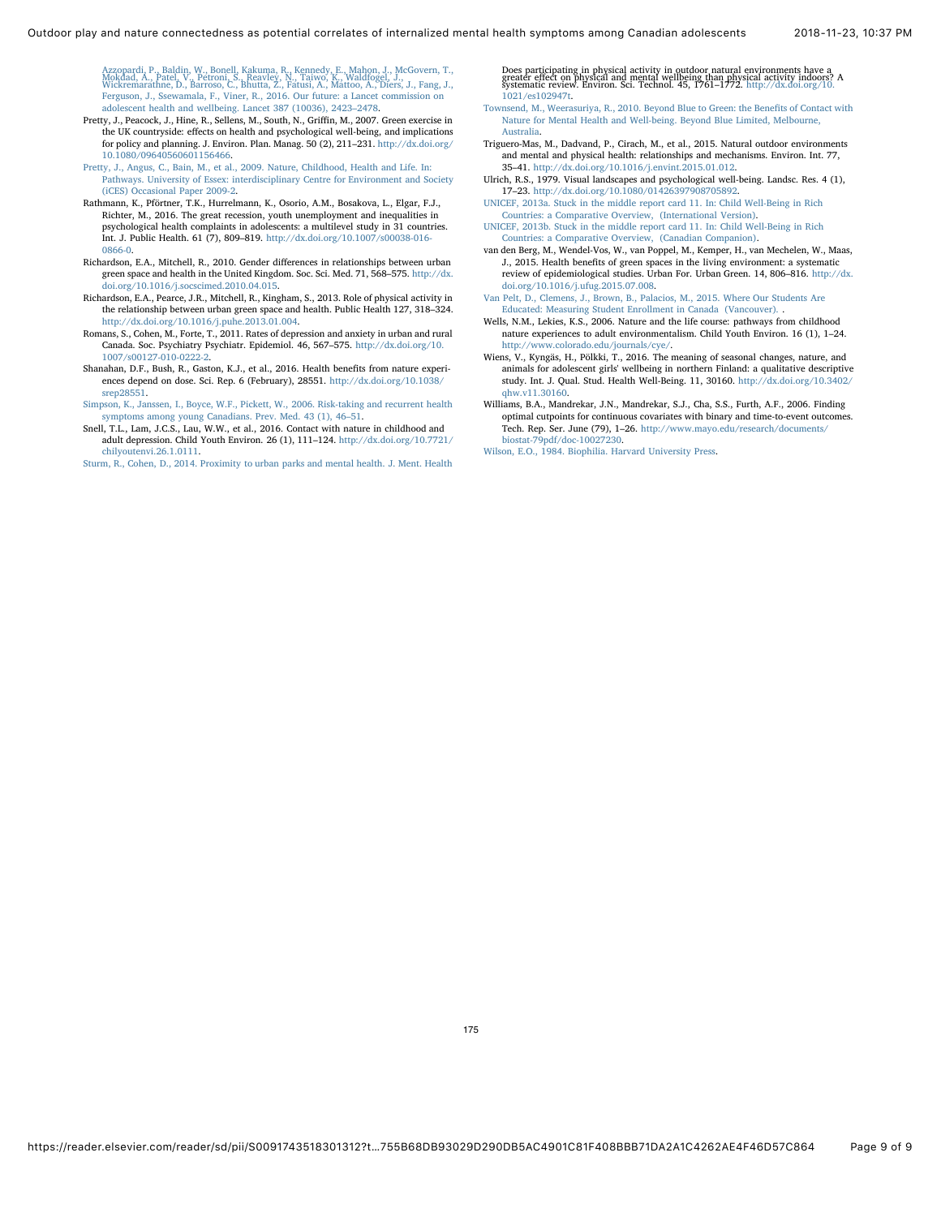Azzopardi, P., Baldin, W., Bonell, Kakuma, R., Kennedy, E., Mahon, J., McGovern, T., Mokdad, A., Patel, V., Petroni, S., Reavley, N., Taiwo, K., Waldfogel, J., Wickremarathne, D., Barroso, C., Bhutta, Z., Fatusi, A., Mattoo, A., Diers, J., Fang, J., Ferguson, J., Ssewamala, F., Viner, R., 2016. Our future: a Lancet commission on adolescent health and wellbeing. Lancet 387 (10036), 2423–2478.

Pretty, J., Peacock, J., Hine, R., Sellens, M., South, N., Griffin, M., 2007. Green exercise in the UK countryside: effects on health and psychological well-being, and implications for policy and planning. J. Environ. Plan. Manag. 50 (2), 211–231. http://dx.doi.org/10.1080/09640560601156466.

Pretty, J., Angus, C., Bain, M., et al., 2009. Nature, Childhood, Health and Life. In: Pathways. University of Essex: interdisciplinary Centre for Environment and Society (iCES) Occasional Paper 2009-2.

Rathmann, K., Pförtner, T.K., Hurrelmann, K., Osorio, A.M., Bosakova, L., Elgar, F.J., Richter, M., 2016. The great recession, youth unemployment and inequalities in psychological health complaints in adolescents: a multilevel study in 31 countries. Int. J. Public Health. 61 (7), 809–819. http://dx.doi.org/10.1007/s00038-016-0866-0.

Richardson, E.A., Mitchell, R., 2010. Gender differences in relationships between urban green space and health in the United Kingdom. Soc. Sci. Med. 71, 568–575. http://dx.doi.org/10.1016/j.socscimed.2010.04.015.

Richardson, E.A., Pearce, J.R., Mitchell, R., Kingham, S., 2013. Role of physical activity in the relationship between urban green space and health. Public Health 127, 318–324. http://dx.doi.org/10.1016/j.puhe.2013.01.004.

Romans, S., Cohen, M., Forte, T., 2011. Rates of depression and anxiety in urban and rural Canada. Soc. Psychiatry Psychiatr. Epidemiol. 46, 567–575. http://dx.doi.org/10.1007/s00127-010-0222-2.

Shanahan, D.F., Bush, R., Gaston, K.J., et al., 2016. Health benefits from nature experiences depend on dose. Sci. Rep. 6 (February), 28551. http://dx.doi.org/10.1038/srep28551.

Simpson, K., Janssen, I., Boyce, W.F., Pickett, W., 2006. Risk-taking and recurrent health symptoms among young Canadians. Prev. Med. 43 (1), 46–51.

Snell, T.L., Lam, J.C.S., Lau, W.W., et al., 2016. Contact with nature in childhood and adult depression. Child Youth Environ. 26 (1), 111–124. http://dx.doi.org/10.7721/chilyoutenvi.26.1.0111.

Sturm, R., Cohen, D., 2014. Proximity to urban parks and mental health. J. Ment. Health

Does participating in physical activity in outdoor natural environments have a greater effect on physical and mental wellbeing than physical activity indoors? A systematic review. Environ. Sci. Technol. 45, 1761–1772. http://dx.doi.org/10.1021/es102947t.

Townsend, M., Weerasuriya, R., 2010. Beyond Blue to Green: the Benefits of Contact with Nature for Mental Health and Well-being. Beyond Blue Limited, Melbourne, Australia.

Triguero-Mas, M., Dadvand, P., Cirach, M., et al., 2015. Natural outdoor environments and mental and physical health: relationships and mechanisms. Environ. Int. 77, 35–41. http://dx.doi.org/10.1016/j.envint.2015.01.012.

Ulrich, R.S., 1979. Visual landscapes and psychological well-being. Landsc. Res. 4 (1), 17–23. http://dx.doi.org/10.1080/01426397908705892.

UNICEF, 2013a. Stuck in the middle report card 11. In: Child Well-Being in Rich Countries: a Comparative Overview, (International Version).

UNICEF, 2013b. Stuck in the middle report card 11. In: Child Well-Being in Rich Countries: a Comparative Overview, (Canadian Companion).

van den Berg, M., Wendel-Vos, W., van Poppel, M., Kemper, H., van Mechelen, W., Maas, J., 2015. Health benefits of green spaces in the living environment: a systematic review of epidemiological studies. Urban For. Urban Green. 14, 806–816. http://dx.doi.org/10.1016/j.ufug.2015.07.008.

Van Pelt, D., Clemens, J., Brown, B., Palacios, M., 2015. Where Our Students Are Educated: Measuring Student Enrollment in Canada (Vancouver). .

Wells, N.M., Lekies, K.S., 2006. Nature and the life course: pathways from childhood nature experiences to adult environmentalism. Child Youth Environ. 16 (1), 1–24. http://www.colorado.edu/journals/cye/.

Wiens, V., Kyngäs, H., Pölkki, T., 2016. The meaning of seasonal changes, nature, and animals for adolescent girls' wellbeing in northern Finland: a qualitative descriptive study. Int. J. Qual. Stud. Health Well-Being. 11, 30160. http://dx.doi.org/10.3402/qhw.v11.30160.

Williams, B.A., Mandrekar, J.N., Mandrekar, S.J., Cha, S.S., Furth, A.F., 2006. Finding optimal cutpoints for continuous covariates with binary and time-to-event outcomes. Tech. Rep. Ser. June (79), 1–26. http://www.mayo.edu/research/documents/biostat-79pdf/doc-10027230.

Wilson, E.O., 1984. Biophilia. Harvard University Press.